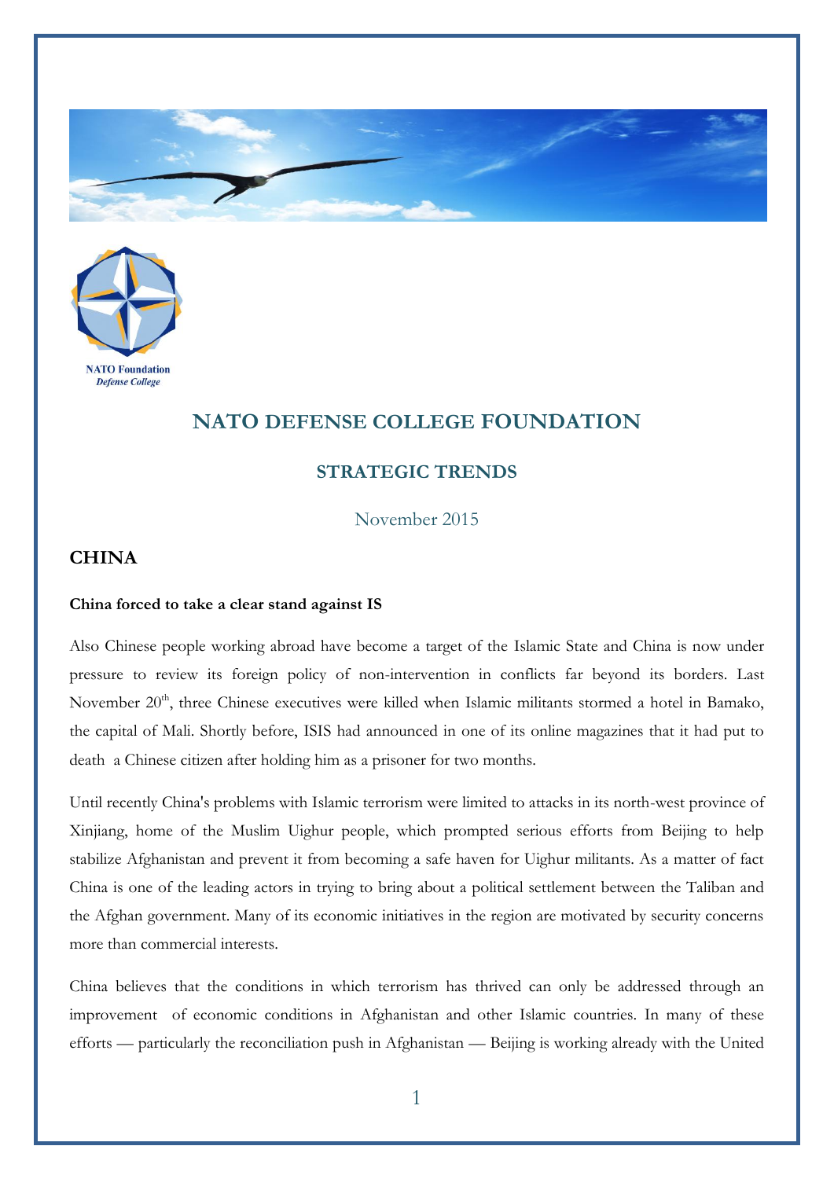NATO Foundation
*Defense College*

# NATO DEFENSE COLLEGE FOUNDATION

## STRATEGIC TRENDS

November 2015

## CHINA

**China forced to take a clear stand against IS**

Also Chinese people working abroad have become a target of the Islamic State and China is now under pressure to review its foreign policy of non-intervention in conflicts far beyond its borders. Last November 20th, three Chinese executives were killed when Islamic militants stormed a hotel in Bamako, the capital of Mali. Shortly before, ISIS had announced in one of its online magazines that it had put to death a Chinese citizen after holding him as a prisoner for two months.

Until recently China's problems with Islamic terrorism were limited to attacks in its north-west province of Xinjiang, home of the Muslim Uighur people, which prompted serious efforts from Beijing to help stabilize Afghanistan and prevent it from becoming a safe haven for Uighur militants. As a matter of fact China is one of the leading actors in trying to bring about a political settlement between the Taliban and the Afghan government. Many of its economic initiatives in the region are motivated by security concerns more than commercial interests.

China believes that the conditions in which terrorism has thrived can only be addressed through an improvement of economic conditions in Afghanistan and other Islamic countries. In many of these efforts — particularly the reconciliation push in Afghanistan — Beijing is working already with the United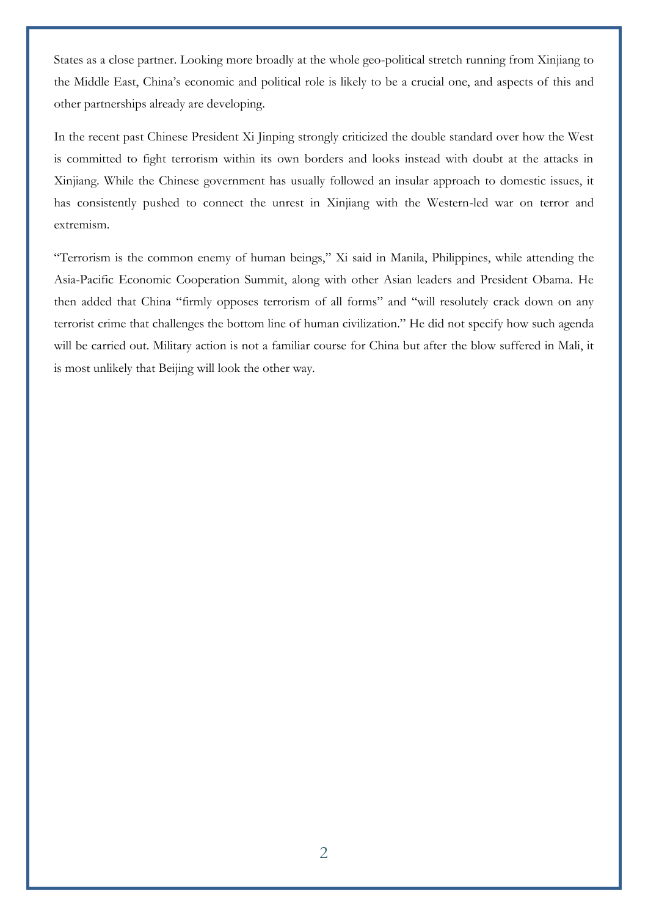States as a close partner. Looking more broadly at the whole geo-political stretch running from Xinjiang to the Middle East, China's economic and political role is likely to be a crucial one, and aspects of this and other partnerships already are developing.

In the recent past Chinese President Xi Jinping strongly criticized the double standard over how the West is committed to fight terrorism within its own borders and looks instead with doubt at the attacks in Xinjiang. While the Chinese government has usually followed an insular approach to domestic issues, it has consistently pushed to connect the unrest in Xinjiang with the Western-led war on terror and extremism.

"Terrorism is the common enemy of human beings," Xi said in Manila, Philippines, while attending the Asia-Pacific Economic Cooperation Summit, along with other Asian leaders and President Obama. He then added that China "firmly opposes terrorism of all forms" and "will resolutely crack down on any terrorist crime that challenges the bottom line of human civilization." He did not specify how such agenda will be carried out. Military action is not a familiar course for China but after the blow suffered in Mali, it is most unlikely that Beijing will look the other way.